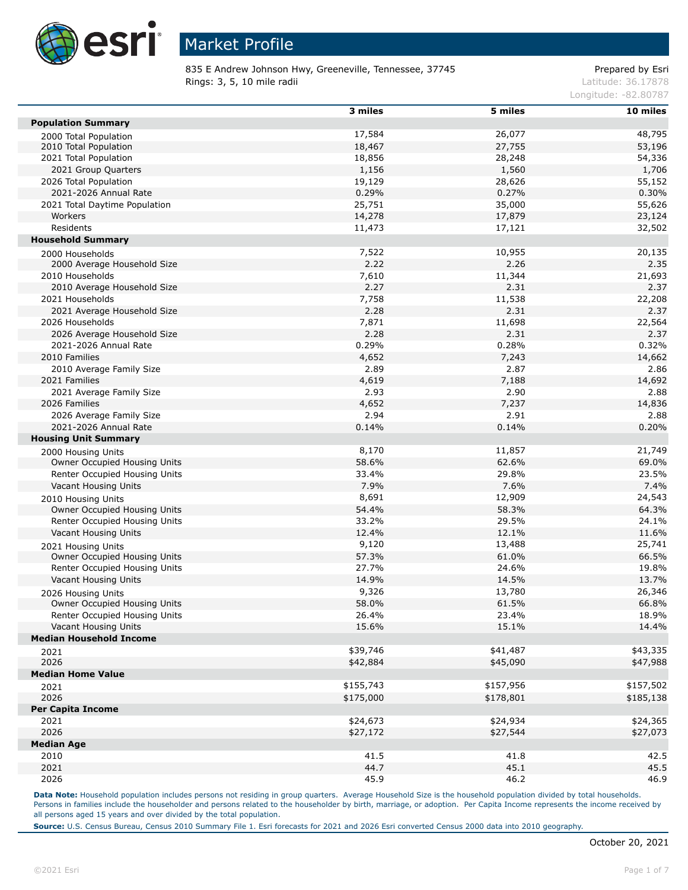# Market Profile

835 E Andrew Johnson Hwy, Greeneville, Tennessee, 37745
Rings: 3, 5, 10 mile radii

Prepared by Esri
Latitude: 36.17878
Longitude: -82.80787

| | 3 miles | 5 miles | 10 miles |
|---|---|---|---|
| **Population Summary** | | | |
| 2000 Total Population | 17,584 | 26,077 | 48,795 |
| 2010 Total Population | 18,467 | 27,755 | 53,196 |
| 2021 Total Population | 18,856 | 28,248 | 54,336 |
| 2021 Group Quarters | 1,156 | 1,560 | 1,706 |
| 2026 Total Population | 19,129 | 28,626 | 55,152 |
| 2021-2026 Annual Rate | 0.29% | 0.27% | 0.30% |
| 2021 Total Daytime Population | 25,751 | 35,000 | 55,626 |
| Workers | 14,278 | 17,879 | 23,124 |
| Residents | 11,473 | 17,121 | 32,502 |
| **Household Summary** | | | |
| 2000 Households | 7,522 | 10,955 | 20,135 |
| 2000 Average Household Size | 2.22 | 2.26 | 2.35 |
| 2010 Households | 7,610 | 11,344 | 21,693 |
| 2010 Average Household Size | 2.27 | 2.31 | 2.37 |
| 2021 Households | 7,758 | 11,538 | 22,208 |
| 2021 Average Household Size | 2.28 | 2.31 | 2.37 |
| 2026 Households | 7,871 | 11,698 | 22,564 |
| 2026 Average Household Size | 2.28 | 2.31 | 2.37 |
| 2021-2026 Annual Rate | 0.29% | 0.28% | 0.32% |
| 2010 Families | 4,652 | 7,243 | 14,662 |
| 2010 Average Family Size | 2.89 | 2.87 | 2.86 |
| 2021 Families | 4,619 | 7,188 | 14,692 |
| 2021 Average Family Size | 2.93 | 2.90 | 2.88 |
| 2026 Families | 4,652 | 7,237 | 14,836 |
| 2026 Average Family Size | 2.94 | 2.91 | 2.88 |
| 2021-2026 Annual Rate | 0.14% | 0.14% | 0.20% |
| **Housing Unit Summary** | | | |
| 2000 Housing Units | 8,170 | 11,857 | 21,749 |
| Owner Occupied Housing Units | 58.6% | 62.6% | 69.0% |
| Renter Occupied Housing Units | 33.4% | 29.8% | 23.5% |
| Vacant Housing Units | 7.9% | 7.6% | 7.4% |
| 2010 Housing Units | 8,691 | 12,909 | 24,543 |
| Owner Occupied Housing Units | 54.4% | 58.3% | 64.3% |
| Renter Occupied Housing Units | 33.2% | 29.5% | 24.1% |
| Vacant Housing Units | 12.4% | 12.1% | 11.6% |
| 2021 Housing Units | 9,120 | 13,488 | 25,741 |
| Owner Occupied Housing Units | 57.3% | 61.0% | 66.5% |
| Renter Occupied Housing Units | 27.7% | 24.6% | 19.8% |
| Vacant Housing Units | 14.9% | 14.5% | 13.7% |
| 2026 Housing Units | 9,326 | 13,780 | 26,346 |
| Owner Occupied Housing Units | 58.0% | 61.5% | 66.8% |
| Renter Occupied Housing Units | 26.4% | 23.4% | 18.9% |
| Vacant Housing Units | 15.6% | 15.1% | 14.4% |
| **Median Household Income** | | | |
| 2021 | $39,746 | $41,487 | $43,335 |
| 2026 | $42,884 | $45,090 | $47,988 |
| **Median Home Value** | | | |
| 2021 | $155,743 | $157,956 | $157,502 |
| 2026 | $175,000 | $178,801 | $185,138 |
| **Per Capita Income** | | | |
| 2021 | $24,673 | $24,934 | $24,365 |
| 2026 | $27,172 | $27,544 | $27,073 |
| **Median Age** | | | |
| 2010 | 41.5 | 41.8 | 42.5 |
| 2021 | 44.7 | 45.1 | 45.5 |
| 2026 | 45.9 | 46.2 | 46.9 |

**Data Note:** Household population includes persons not residing in group quarters. Average Household Size is the household population divided by total households. Persons in families include the householder and persons related to the householder by birth, marriage, or adoption. Per Capita Income represents the income received by all persons aged 15 years and over divided by the total population.

**Source:** U.S. Census Bureau, Census 2010 Summary File 1. Esri forecasts for 2021 and 2026 Esri converted Census 2000 data into 2010 geography.

October 20, 2021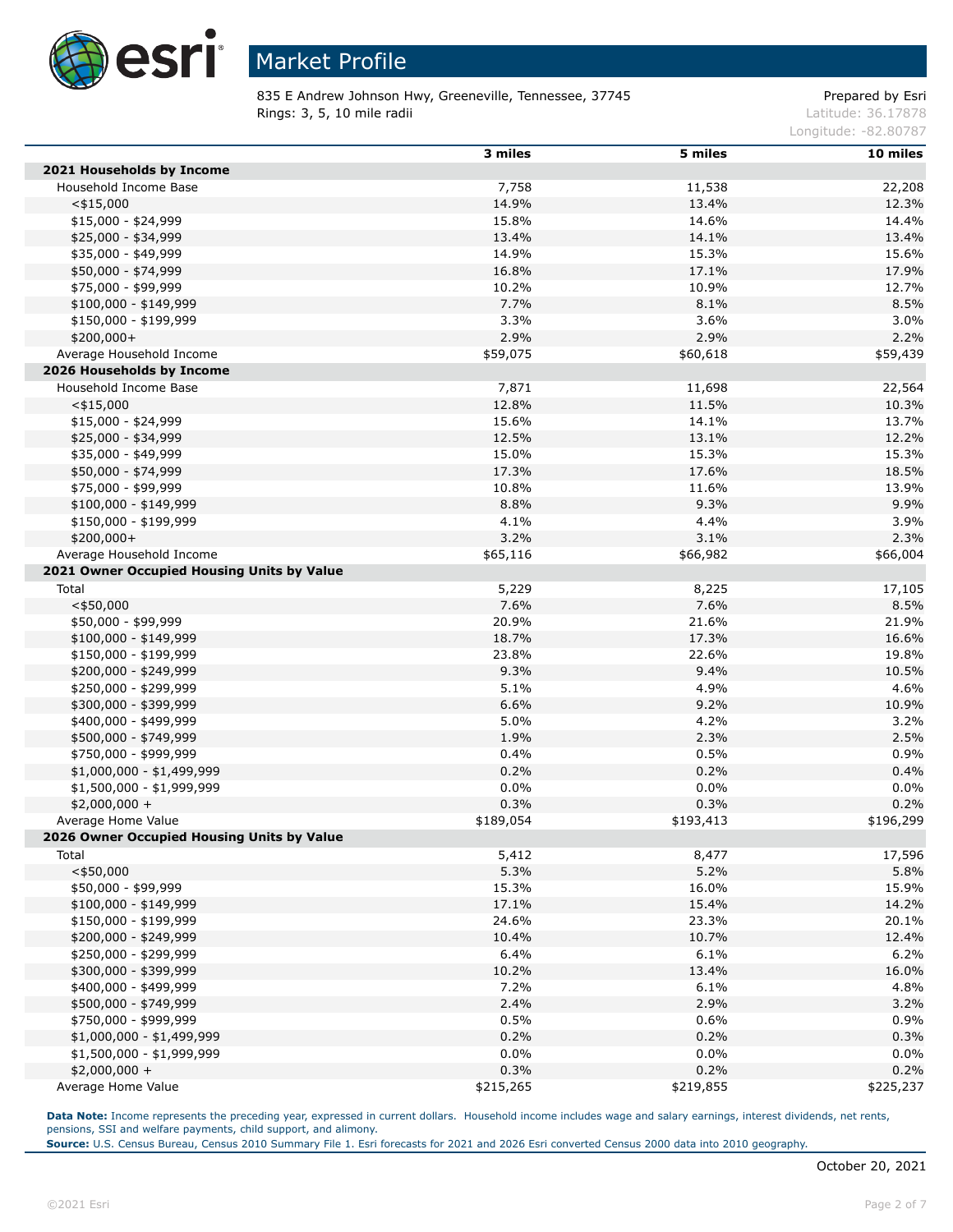# Market Profile

835 E Andrew Johnson Hwy, Greeneville, Tennessee, 37745
Rings: 3, 5, 10 mile radii

Prepared by Esri
Latitude: 36.17878
Longitude: -82.80787

| | 3 miles | 5 miles | 10 miles |
|---|---|---|---|
| **2021 Households by Income** | | | |
| Household Income Base | 7,758 | 11,538 | 22,208 |
| <$15,000 | 14.9% | 13.4% | 12.3% |
| $15,000 - $24,999 | 15.8% | 14.6% | 14.4% |
| $25,000 - $34,999 | 13.4% | 14.1% | 13.4% |
| $35,000 - $49,999 | 14.9% | 15.3% | 15.6% |
| $50,000 - $74,999 | 16.8% | 17.1% | 17.9% |
| $75,000 - $99,999 | 10.2% | 10.9% | 12.7% |
| $100,000 - $149,999 | 7.7% | 8.1% | 8.5% |
| $150,000 - $199,999 | 3.3% | 3.6% | 3.0% |
| $200,000+ | 2.9% | 2.9% | 2.2% |
| Average Household Income | $59,075 | $60,618 | $59,439 |
| **2026 Households by Income** | | | |
| Household Income Base | 7,871 | 11,698 | 22,564 |
| <$15,000 | 12.8% | 11.5% | 10.3% |
| $15,000 - $24,999 | 15.6% | 14.1% | 13.7% |
| $25,000 - $34,999 | 12.5% | 13.1% | 12.2% |
| $35,000 - $49,999 | 15.0% | 15.3% | 15.3% |
| $50,000 - $74,999 | 17.3% | 17.6% | 18.5% |
| $75,000 - $99,999 | 10.8% | 11.6% | 13.9% |
| $100,000 - $149,999 | 8.8% | 9.3% | 9.9% |
| $150,000 - $199,999 | 4.1% | 4.4% | 3.9% |
| $200,000+ | 3.2% | 3.1% | 2.3% |
| Average Household Income | $65,116 | $66,982 | $66,004 |
| **2021 Owner Occupied Housing Units by Value** | | | |
| Total | 5,229 | 8,225 | 17,105 |
| <$50,000 | 7.6% | 7.6% | 8.5% |
| $50,000 - $99,999 | 20.9% | 21.6% | 21.9% |
| $100,000 - $149,999 | 18.7% | 17.3% | 16.6% |
| $150,000 - $199,999 | 23.8% | 22.6% | 19.8% |
| $200,000 - $249,999 | 9.3% | 9.4% | 10.5% |
| $250,000 - $299,999 | 5.1% | 4.9% | 4.6% |
| $300,000 - $399,999 | 6.6% | 9.2% | 10.9% |
| $400,000 - $499,999 | 5.0% | 4.2% | 3.2% |
| $500,000 - $749,999 | 1.9% | 2.3% | 2.5% |
| $750,000 - $999,999 | 0.4% | 0.5% | 0.9% |
| $1,000,000 - $1,499,999 | 0.2% | 0.2% | 0.4% |
| $1,500,000 - $1,999,999 | 0.0% | 0.0% | 0.0% |
| $2,000,000 + | 0.3% | 0.3% | 0.2% |
| Average Home Value | $189,054 | $193,413 | $196,299 |
| **2026 Owner Occupied Housing Units by Value** | | | |
| Total | 5,412 | 8,477 | 17,596 |
| <$50,000 | 5.3% | 5.2% | 5.8% |
| $50,000 - $99,999 | 15.3% | 16.0% | 15.9% |
| $100,000 - $149,999 | 17.1% | 15.4% | 14.2% |
| $150,000 - $199,999 | 24.6% | 23.3% | 20.1% |
| $200,000 - $249,999 | 10.4% | 10.7% | 12.4% |
| $250,000 - $299,999 | 6.4% | 6.1% | 6.2% |
| $300,000 - $399,999 | 10.2% | 13.4% | 16.0% |
| $400,000 - $499,999 | 7.2% | 6.1% | 4.8% |
| $500,000 - $749,999 | 2.4% | 2.9% | 3.2% |
| $750,000 - $999,999 | 0.5% | 0.6% | 0.9% |
| $1,000,000 - $1,499,999 | 0.2% | 0.2% | 0.3% |
| $1,500,000 - $1,999,999 | 0.0% | 0.0% | 0.0% |
| $2,000,000 + | 0.3% | 0.2% | 0.2% |
| Average Home Value | $215,265 | $219,855 | $225,237 |

**Data Note:** Income represents the preceding year, expressed in current dollars. Household income includes wage and salary earnings, interest dividends, net rents, pensions, SSI and welfare payments, child support, and alimony.
**Source:** U.S. Census Bureau, Census 2010 Summary File 1. Esri forecasts for 2021 and 2026 Esri converted Census 2000 data into 2010 geography.

October 20, 2021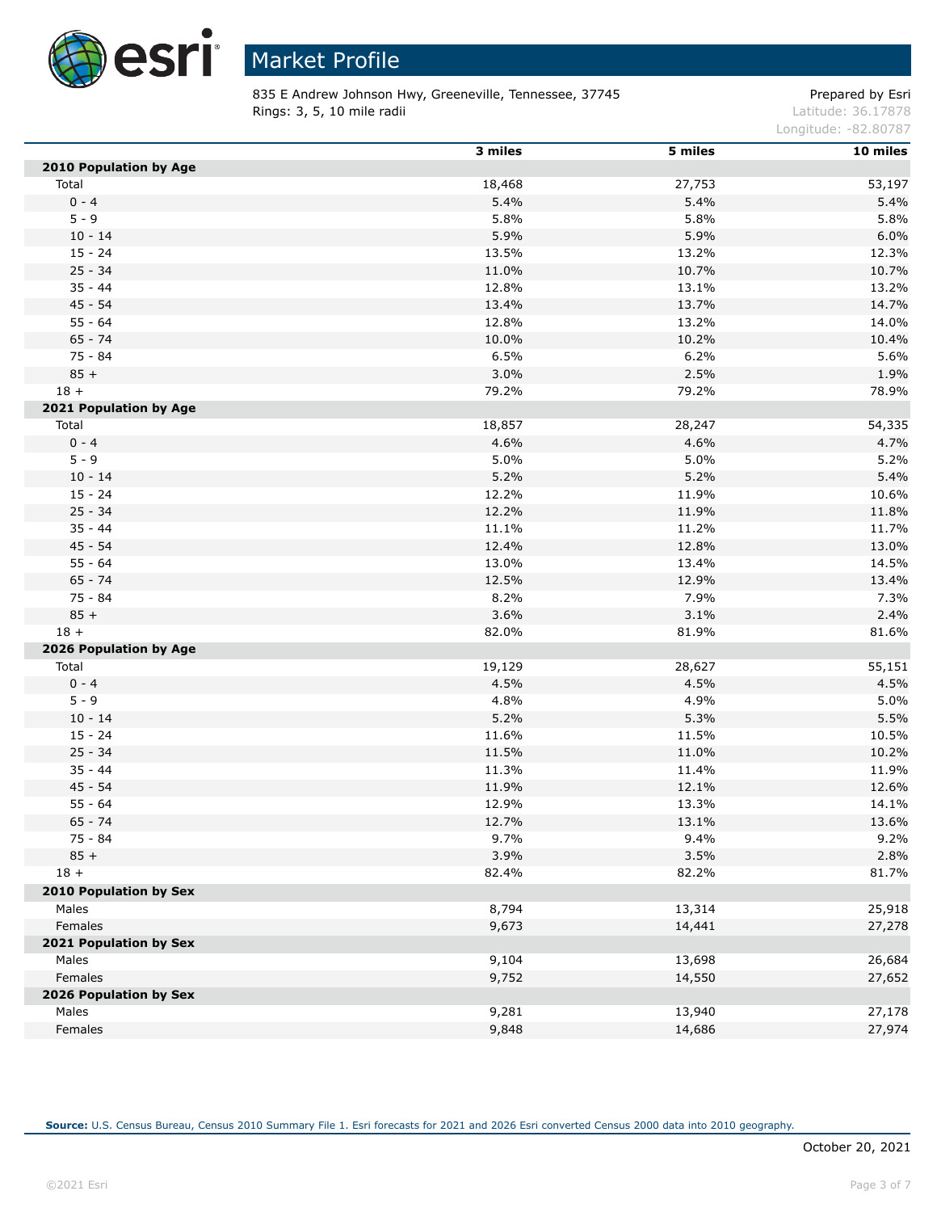# Market Profile

835 E Andrew Johnson Hwy, Greeneville, Tennessee, 37745
Rings: 3, 5, 10 mile radii

Prepared by Esri
Latitude: 36.17878
Longitude: -82.80787

| | 3 miles | 5 miles | 10 miles |
|---|---|---|---|
| **2010 Population by Age** | | | |
| Total | 18,468 | 27,753 | 53,197 |
| 0 - 4 | 5.4% | 5.4% | 5.4% |
| 5 - 9 | 5.8% | 5.8% | 5.8% |
| 10 - 14 | 5.9% | 5.9% | 6.0% |
| 15 - 24 | 13.5% | 13.2% | 12.3% |
| 25 - 34 | 11.0% | 10.7% | 10.7% |
| 35 - 44 | 12.8% | 13.1% | 13.2% |
| 45 - 54 | 13.4% | 13.7% | 14.7% |
| 55 - 64 | 12.8% | 13.2% | 14.0% |
| 65 - 74 | 10.0% | 10.2% | 10.4% |
| 75 - 84 | 6.5% | 6.2% | 5.6% |
| 85 + | 3.0% | 2.5% | 1.9% |
| 18 + | 79.2% | 79.2% | 78.9% |
| **2021 Population by Age** | | | |
| Total | 18,857 | 28,247 | 54,335 |
| 0 - 4 | 4.6% | 4.6% | 4.7% |
| 5 - 9 | 5.0% | 5.0% | 5.2% |
| 10 - 14 | 5.2% | 5.2% | 5.4% |
| 15 - 24 | 12.2% | 11.9% | 10.6% |
| 25 - 34 | 12.2% | 11.9% | 11.8% |
| 35 - 44 | 11.1% | 11.2% | 11.7% |
| 45 - 54 | 12.4% | 12.8% | 13.0% |
| 55 - 64 | 13.0% | 13.4% | 14.5% |
| 65 - 74 | 12.5% | 12.9% | 13.4% |
| 75 - 84 | 8.2% | 7.9% | 7.3% |
| 85 + | 3.6% | 3.1% | 2.4% |
| 18 + | 82.0% | 81.9% | 81.6% |
| **2026 Population by Age** | | | |
| Total | 19,129 | 28,627 | 55,151 |
| 0 - 4 | 4.5% | 4.5% | 4.5% |
| 5 - 9 | 4.8% | 4.9% | 5.0% |
| 10 - 14 | 5.2% | 5.3% | 5.5% |
| 15 - 24 | 11.6% | 11.5% | 10.5% |
| 25 - 34 | 11.5% | 11.0% | 10.2% |
| 35 - 44 | 11.3% | 11.4% | 11.9% |
| 45 - 54 | 11.9% | 12.1% | 12.6% |
| 55 - 64 | 12.9% | 13.3% | 14.1% |
| 65 - 74 | 12.7% | 13.1% | 13.6% |
| 75 - 84 | 9.7% | 9.4% | 9.2% |
| 85 + | 3.9% | 3.5% | 2.8% |
| 18 + | 82.4% | 82.2% | 81.7% |
| **2010 Population by Sex** | | | |
| Males | 8,794 | 13,314 | 25,918 |
| Females | 9,673 | 14,441 | 27,278 |
| **2021 Population by Sex** | | | |
| Males | 9,104 | 13,698 | 26,684 |
| Females | 9,752 | 14,550 | 27,652 |
| **2026 Population by Sex** | | | |
| Males | 9,281 | 13,940 | 27,178 |
| Females | 9,848 | 14,686 | 27,974 |

**Source:** U.S. Census Bureau, Census 2010 Summary File 1. Esri forecasts for 2021 and 2026 Esri converted Census 2000 data into 2010 geography.

October 20, 2021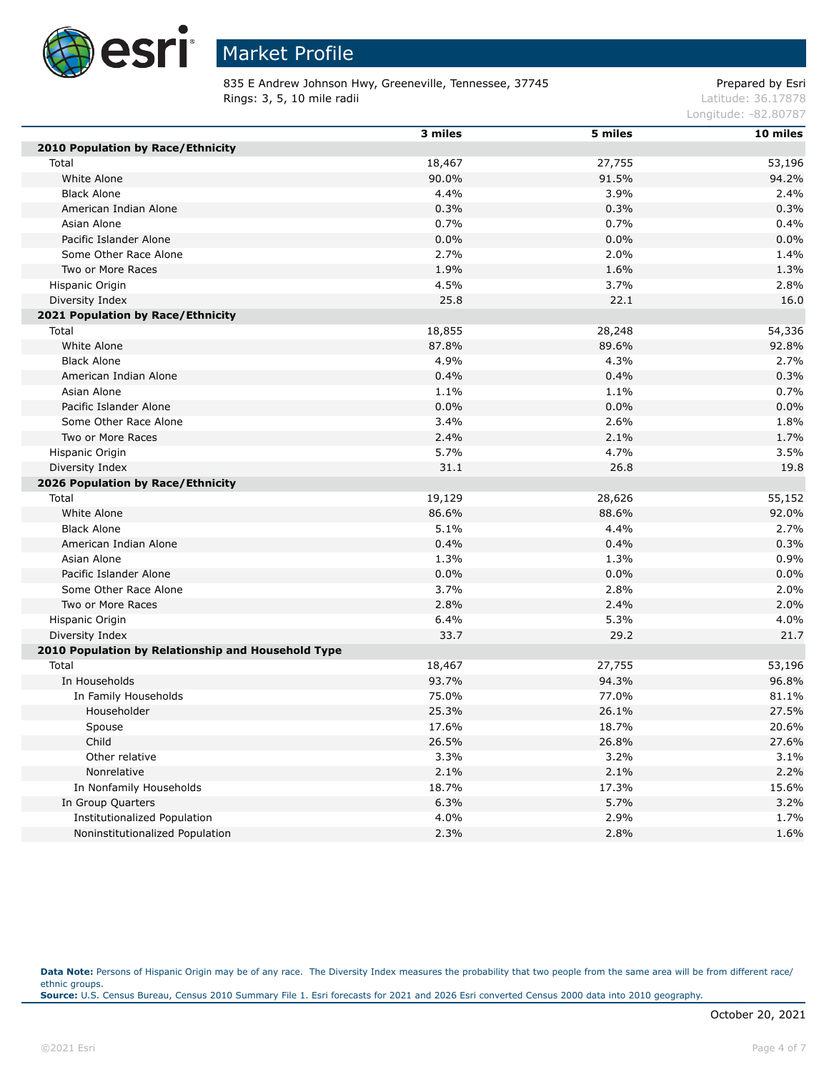# Market Profile

835 E Andrew Johnson Hwy, Greeneville, Tennessee, 37745
Rings: 3, 5, 10 mile radii

Prepared by Esri
Latitude: 36.17878
Longitude: -82.80787

| | 3 miles | 5 miles | 10 miles |
|---|---|---|---|
| **2010 Population by Race/Ethnicity** | | | |
| Total | 18,467 | 27,755 | 53,196 |
| White Alone | 90.0% | 91.5% | 94.2% |
| Black Alone | 4.4% | 3.9% | 2.4% |
| American Indian Alone | 0.3% | 0.3% | 0.3% |
| Asian Alone | 0.7% | 0.7% | 0.4% |
| Pacific Islander Alone | 0.0% | 0.0% | 0.0% |
| Some Other Race Alone | 2.7% | 2.0% | 1.4% |
| Two or More Races | 1.9% | 1.6% | 1.3% |
| Hispanic Origin | 4.5% | 3.7% | 2.8% |
| Diversity Index | 25.8 | 22.1 | 16.0 |
| **2021 Population by Race/Ethnicity** | | | |
| Total | 18,855 | 28,248 | 54,336 |
| White Alone | 87.8% | 89.6% | 92.8% |
| Black Alone | 4.9% | 4.3% | 2.7% |
| American Indian Alone | 0.4% | 0.4% | 0.3% |
| Asian Alone | 1.1% | 1.1% | 0.7% |
| Pacific Islander Alone | 0.0% | 0.0% | 0.0% |
| Some Other Race Alone | 3.4% | 2.6% | 1.8% |
| Two or More Races | 2.4% | 2.1% | 1.7% |
| Hispanic Origin | 5.7% | 4.7% | 3.5% |
| Diversity Index | 31.1 | 26.8 | 19.8 |
| **2026 Population by Race/Ethnicity** | | | |
| Total | 19,129 | 28,626 | 55,152 |
| White Alone | 86.6% | 88.6% | 92.0% |
| Black Alone | 5.1% | 4.4% | 2.7% |
| American Indian Alone | 0.4% | 0.4% | 0.3% |
| Asian Alone | 1.3% | 1.3% | 0.9% |
| Pacific Islander Alone | 0.0% | 0.0% | 0.0% |
| Some Other Race Alone | 3.7% | 2.8% | 2.0% |
| Two or More Races | 2.8% | 2.4% | 2.0% |
| Hispanic Origin | 6.4% | 5.3% | 4.0% |
| Diversity Index | 33.7 | 29.2 | 21.7 |
| **2010 Population by Relationship and Household Type** | | | |
| Total | 18,467 | 27,755 | 53,196 |
| In Households | 93.7% | 94.3% | 96.8% |
| In Family Households | 75.0% | 77.0% | 81.1% |
| Householder | 25.3% | 26.1% | 27.5% |
| Spouse | 17.6% | 18.7% | 20.6% |
| Child | 26.5% | 26.8% | 27.6% |
| Other relative | 3.3% | 3.2% | 3.1% |
| Nonrelative | 2.1% | 2.1% | 2.2% |
| In Nonfamily Households | 18.7% | 17.3% | 15.6% |
| In Group Quarters | 6.3% | 5.7% | 3.2% |
| Institutionalized Population | 4.0% | 2.9% | 1.7% |
| Noninstitutionalized Population | 2.3% | 2.8% | 1.6% |

**Data Note:** Persons of Hispanic Origin may be of any race. The Diversity Index measures the probability that two people from the same area will be from different race/ ethnic groups.
**Source:** U.S. Census Bureau, Census 2010 Summary File 1. Esri forecasts for 2021 and 2026 Esri converted Census 2000 data into 2010 geography.

October 20, 2021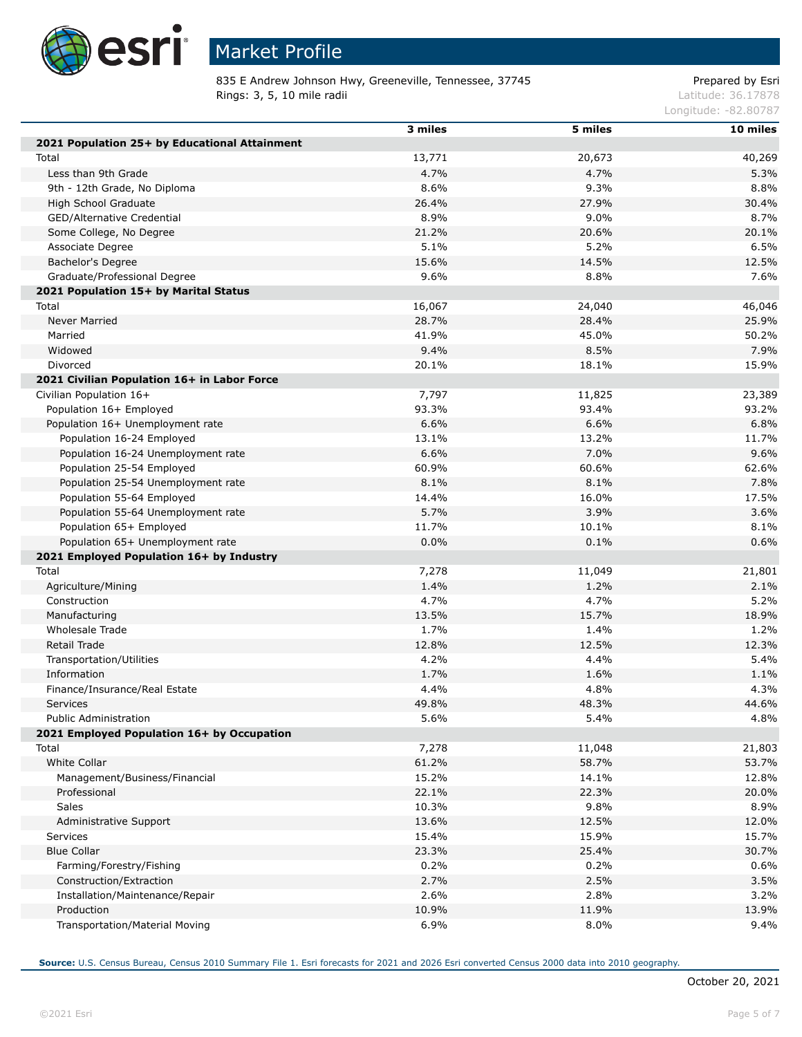# Market Profile

835 E Andrew Johnson Hwy, Greeneville, Tennessee, 37745
Rings: 3, 5, 10 mile radii

Prepared by Esri
Latitude: 36.17878
Longitude: -82.80787

| | 3 miles | 5 miles | 10 miles |
|---|---|---|---|
| **2021 Population 25+ by Educational Attainment** | | | |
| Total | 13,771 | 20,673 | 40,269 |
| Less than 9th Grade | 4.7% | 4.7% | 5.3% |
| 9th - 12th Grade, No Diploma | 8.6% | 9.3% | 8.8% |
| High School Graduate | 26.4% | 27.9% | 30.4% |
| GED/Alternative Credential | 8.9% | 9.0% | 8.7% |
| Some College, No Degree | 21.2% | 20.6% | 20.1% |
| Associate Degree | 5.1% | 5.2% | 6.5% |
| Bachelor's Degree | 15.6% | 14.5% | 12.5% |
| Graduate/Professional Degree | 9.6% | 8.8% | 7.6% |
| **2021 Population 15+ by Marital Status** | | | |
| Total | 16,067 | 24,040 | 46,046 |
| Never Married | 28.7% | 28.4% | 25.9% |
| Married | 41.9% | 45.0% | 50.2% |
| Widowed | 9.4% | 8.5% | 7.9% |
| Divorced | 20.1% | 18.1% | 15.9% |
| **2021 Civilian Population 16+ in Labor Force** | | | |
| Civilian Population 16+ | 7,797 | 11,825 | 23,389 |
| Population 16+ Employed | 93.3% | 93.4% | 93.2% |
| Population 16+ Unemployment rate | 6.6% | 6.6% | 6.8% |
| Population 16-24 Employed | 13.1% | 13.2% | 11.7% |
| Population 16-24 Unemployment rate | 6.6% | 7.0% | 9.6% |
| Population 25-54 Employed | 60.9% | 60.6% | 62.6% |
| Population 25-54 Unemployment rate | 8.1% | 8.1% | 7.8% |
| Population 55-64 Employed | 14.4% | 16.0% | 17.5% |
| Population 55-64 Unemployment rate | 5.7% | 3.9% | 3.6% |
| Population 65+ Employed | 11.7% | 10.1% | 8.1% |
| Population 65+ Unemployment rate | 0.0% | 0.1% | 0.6% |
| **2021 Employed Population 16+ by Industry** | | | |
| Total | 7,278 | 11,049 | 21,801 |
| Agriculture/Mining | 1.4% | 1.2% | 2.1% |
| Construction | 4.7% | 4.7% | 5.2% |
| Manufacturing | 13.5% | 15.7% | 18.9% |
| Wholesale Trade | 1.7% | 1.4% | 1.2% |
| Retail Trade | 12.8% | 12.5% | 12.3% |
| Transportation/Utilities | 4.2% | 4.4% | 5.4% |
| Information | 1.7% | 1.6% | 1.1% |
| Finance/Insurance/Real Estate | 4.4% | 4.8% | 4.3% |
| Services | 49.8% | 48.3% | 44.6% |
| Public Administration | 5.6% | 5.4% | 4.8% |
| **2021 Employed Population 16+ by Occupation** | | | |
| Total | 7,278 | 11,048 | 21,803 |
| White Collar | 61.2% | 58.7% | 53.7% |
| Management/Business/Financial | 15.2% | 14.1% | 12.8% |
| Professional | 22.1% | 22.3% | 20.0% |
| Sales | 10.3% | 9.8% | 8.9% |
| Administrative Support | 13.6% | 12.5% | 12.0% |
| Services | 15.4% | 15.9% | 15.7% |
| Blue Collar | 23.3% | 25.4% | 30.7% |
| Farming/Forestry/Fishing | 0.2% | 0.2% | 0.6% |
| Construction/Extraction | 2.7% | 2.5% | 3.5% |
| Installation/Maintenance/Repair | 2.6% | 2.8% | 3.2% |
| Production | 10.9% | 11.9% | 13.9% |
| Transportation/Material Moving | 6.9% | 8.0% | 9.4% |

**Source:** U.S. Census Bureau, Census 2010 Summary File 1. Esri forecasts for 2021 and 2026 Esri converted Census 2000 data into 2010 geography.

October 20, 2021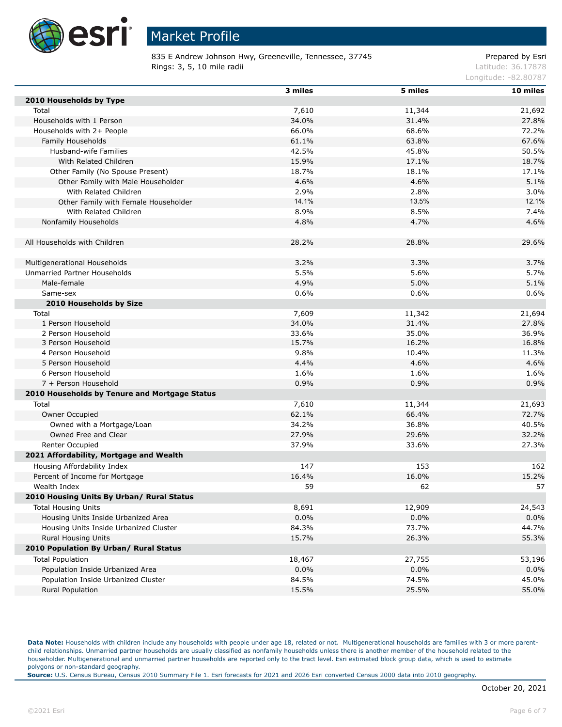# Market Profile

835 E Andrew Johnson Hwy, Greeneville, Tennessee, 37745
Rings: 3, 5, 10 mile radii

Prepared by Esri
Latitude: 36.17878
Longitude: -82.80787

| | 3 miles | 5 miles | 10 miles |
|---|---|---|---|
| **2010 Households by Type** | | | |
| Total | 7,610 | 11,344 | 21,692 |
| Households with 1 Person | 34.0% | 31.4% | 27.8% |
| Households with 2+ People | 66.0% | 68.6% | 72.2% |
| Family Households | 61.1% | 63.8% | 67.6% |
| Husband-wife Families | 42.5% | 45.8% | 50.5% |
| With Related Children | 15.9% | 17.1% | 18.7% |
| Other Family (No Spouse Present) | 18.7% | 18.1% | 17.1% |
| Other Family with Male Householder | 4.6% | 4.6% | 5.1% |
| With Related Children | 2.9% | 2.8% | 3.0% |
| Other Family with Female Householder | 14.1% | 13.5% | 12.1% |
| With Related Children | 8.9% | 8.5% | 7.4% |
| Nonfamily Households | 4.8% | 4.7% | 4.6% |
| | | | |
| All Households with Children | 28.2% | 28.8% | 29.6% |
| | | | |
| Multigenerational Households | 3.2% | 3.3% | 3.7% |
| Unmarried Partner Households | 5.5% | 5.6% | 5.7% |
| Male-female | 4.9% | 5.0% | 5.1% |
| Same-sex | 0.6% | 0.6% | 0.6% |
| **2010 Households by Size** | | | |
| Total | 7,609 | 11,342 | 21,694 |
| 1 Person Household | 34.0% | 31.4% | 27.8% |
| 2 Person Household | 33.6% | 35.0% | 36.9% |
| 3 Person Household | 15.7% | 16.2% | 16.8% |
| 4 Person Household | 9.8% | 10.4% | 11.3% |
| 5 Person Household | 4.4% | 4.6% | 4.6% |
| 6 Person Household | 1.6% | 1.6% | 1.6% |
| 7 + Person Household | 0.9% | 0.9% | 0.9% |
| **2010 Households by Tenure and Mortgage Status** | | | |
| Total | 7,610 | 11,344 | 21,693 |
| Owner Occupied | 62.1% | 66.4% | 72.7% |
| Owned with a Mortgage/Loan | 34.2% | 36.8% | 40.5% |
| Owned Free and Clear | 27.9% | 29.6% | 32.2% |
| Renter Occupied | 37.9% | 33.6% | 27.3% |
| **2021 Affordability, Mortgage and Wealth** | | | |
| Housing Affordability Index | 147 | 153 | 162 |
| Percent of Income for Mortgage | 16.4% | 16.0% | 15.2% |
| Wealth Index | 59 | 62 | 57 |
| **2010 Housing Units By Urban/ Rural Status** | | | |
| Total Housing Units | 8,691 | 12,909 | 24,543 |
| Housing Units Inside Urbanized Area | 0.0% | 0.0% | 0.0% |
| Housing Units Inside Urbanized Cluster | 84.3% | 73.7% | 44.7% |
| Rural Housing Units | 15.7% | 26.3% | 55.3% |
| **2010 Population By Urban/ Rural Status** | | | |
| Total Population | 18,467 | 27,755 | 53,196 |
| Population Inside Urbanized Area | 0.0% | 0.0% | 0.0% |
| Population Inside Urbanized Cluster | 84.5% | 74.5% | 45.0% |
| Rural Population | 15.5% | 25.5% | 55.0% |

**Data Note:** Households with children include any households with people under age 18, related or not. Multigenerational households are families with 3 or more parent-child relationships. Unmarried partner households are usually classified as nonfamily households unless there is another member of the household related to the householder. Multigenerational and unmarried partner households are reported only to the tract level. Esri estimated block group data, which is used to estimate polygons or non-standard geography.
**Source:** U.S. Census Bureau, Census 2010 Summary File 1. Esri forecasts for 2021 and 2026 Esri converted Census 2000 data into 2010 geography.

October 20, 2021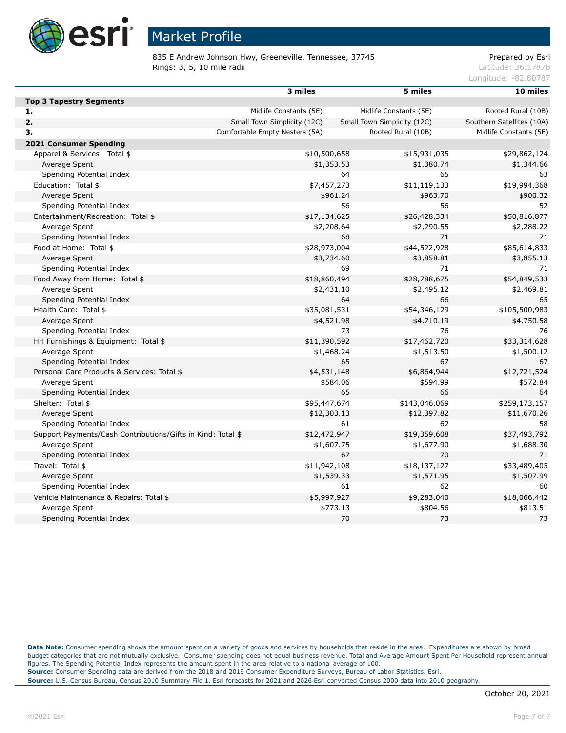# Market Profile

835 E Andrew Johnson Hwy, Greeneville, Tennessee, 37745
Rings: 3, 5, 10 mile radii

Prepared by Esri
Latitude: 36.17878
Longitude: -82.80787

| | 3 miles | 5 miles | 10 miles |
|---|---|---|---|
| **Top 3 Tapestry Segments** | | | |
| **1.** | Midlife Constants (5E) | Midlife Constants (5E) | Rooted Rural (10B) |
| **2.** | Small Town Simplicity (12C) | Small Town Simplicity (12C) | Southern Satellites (10A) |
| **3.** | Comfortable Empty Nesters (5A) | Rooted Rural (10B) | Midlife Constants (5E) |
| **2021 Consumer Spending** | | | |
| Apparel & Services: Total $ | $10,500,658 | $15,931,035 | $29,862,124 |
| Average Spent | $1,353.53 | $1,380.74 | $1,344.66 |
| Spending Potential Index | 64 | 65 | 63 |
| Education: Total $ | $7,457,273 | $11,119,133 | $19,994,368 |
| Average Spent | $961.24 | $963.70 | $900.32 |
| Spending Potential Index | 56 | 56 | 52 |
| Entertainment/Recreation: Total $ | $17,134,625 | $26,428,334 | $50,816,877 |
| Average Spent | $2,208.64 | $2,290.55 | $2,288.22 |
| Spending Potential Index | 68 | 71 | 71 |
| Food at Home: Total $ | $28,973,004 | $44,522,928 | $85,614,833 |
| Average Spent | $3,734.60 | $3,858.81 | $3,855.13 |
| Spending Potential Index | 69 | 71 | 71 |
| Food Away from Home: Total $ | $18,860,494 | $28,788,675 | $54,849,533 |
| Average Spent | $2,431.10 | $2,495.12 | $2,469.81 |
| Spending Potential Index | 64 | 66 | 65 |
| Health Care: Total $ | $35,081,531 | $54,346,129 | $105,500,983 |
| Average Spent | $4,521.98 | $4,710.19 | $4,750.58 |
| Spending Potential Index | 73 | 76 | 76 |
| HH Furnishings & Equipment: Total $ | $11,390,592 | $17,462,720 | $33,314,628 |
| Average Spent | $1,468.24 | $1,513.50 | $1,500.12 |
| Spending Potential Index | 65 | 67 | 67 |
| Personal Care Products & Services: Total $ | $4,531,148 | $6,864,944 | $12,721,524 |
| Average Spent | $584.06 | $594.99 | $572.84 |
| Spending Potential Index | 65 | 66 | 64 |
| Shelter: Total $ | $95,447,674 | $143,046,069 | $259,173,157 |
| Average Spent | $12,303.13 | $12,397.82 | $11,670.26 |
| Spending Potential Index | 61 | 62 | 58 |
| Support Payments/Cash Contributions/Gifts in Kind: Total $ | $12,472,947 | $19,359,608 | $37,493,792 |
| Average Spent | $1,607.75 | $1,677.90 | $1,688.30 |
| Spending Potential Index | 67 | 70 | 71 |
| Travel: Total $ | $11,942,108 | $18,137,127 | $33,489,405 |
| Average Spent | $1,539.33 | $1,571.95 | $1,507.99 |
| Spending Potential Index | 61 | 62 | 60 |
| Vehicle Maintenance & Repairs: Total $ | $5,997,927 | $9,283,040 | $18,066,442 |
| Average Spent | $773.13 | $804.56 | $813.51 |
| Spending Potential Index | 70 | 73 | 73 |

**Data Note:** Consumer spending shows the amount spent on a variety of goods and services by households that reside in the area. Expenditures are shown by broad budget categories that are not mutually exclusive. Consumer spending does not equal business revenue. Total and Average Amount Spent Per Household represent annual figures. The Spending Potential Index represents the amount spent in the area relative to a national average of 100.
**Source:** Consumer Spending data are derived from the 2018 and 2019 Consumer Expenditure Surveys, Bureau of Labor Statistics. Esri.
**Source:** U.S. Census Bureau, Census 2010 Summary File 1. Esri forecasts for 2021 and 2026 Esri converted Census 2000 data into 2010 geography.

October 20, 2021